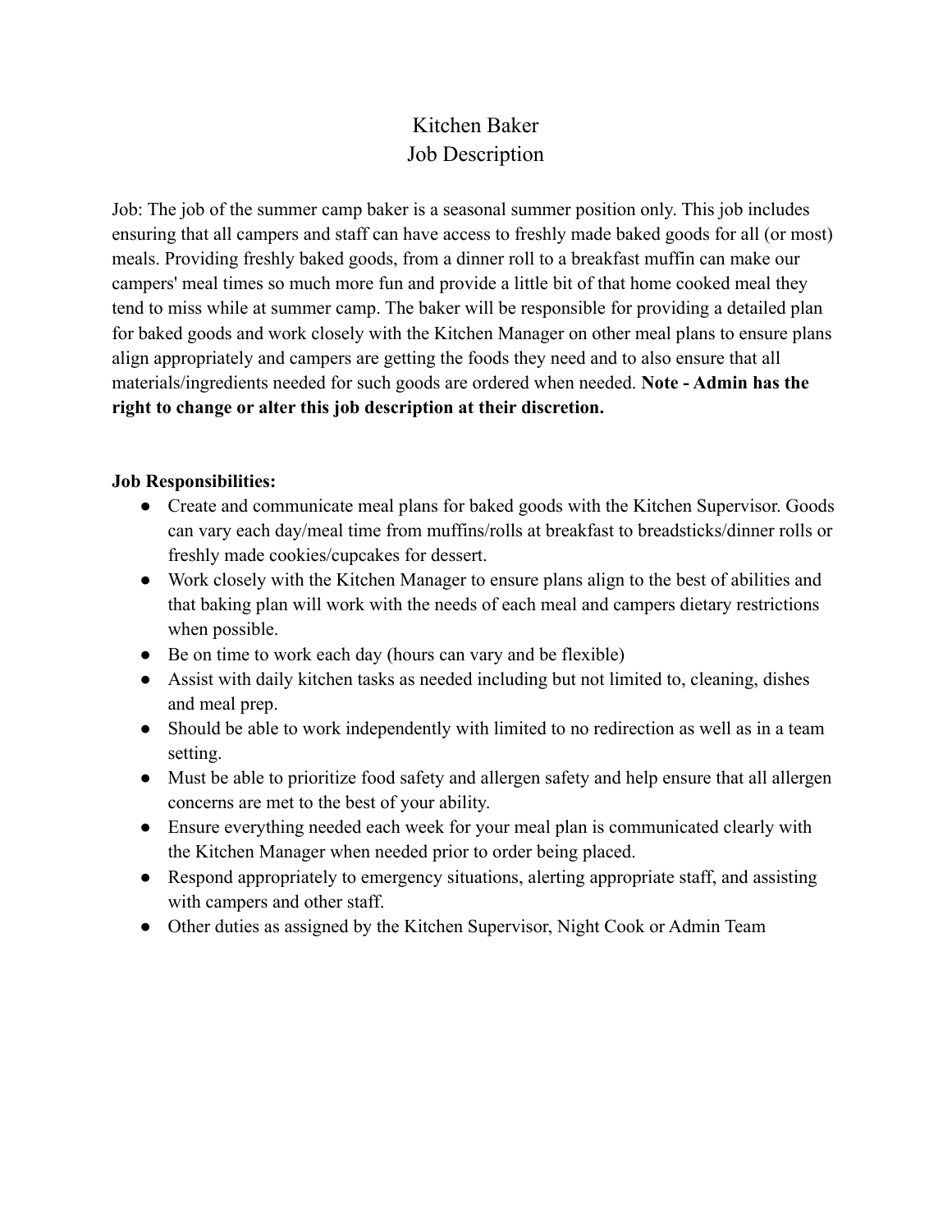# Kitchen Baker
# Job Description

Job: The job of the summer camp baker is a seasonal summer position only. This job includes ensuring that all campers and staff can have access to freshly made baked goods for all (or most) meals. Providing freshly baked goods, from a dinner roll to a breakfast muffin can make our campers' meal times so much more fun and provide a little bit of that home cooked meal they tend to miss while at summer camp. The baker will be responsible for providing a detailed plan for baked goods and work closely with the Kitchen Manager on other meal plans to ensure plans align appropriately and campers are getting the foods they need and to also ensure that all materials/ingredients needed for such goods are ordered when needed. **Note - Admin has the right to change or alter this job description at their discretion.**

**Job Responsibilities:**

- Create and communicate meal plans for baked goods with the Kitchen Supervisor. Goods can vary each day/meal time from muffins/rolls at breakfast to breadsticks/dinner rolls or freshly made cookies/cupcakes for dessert.
- Work closely with the Kitchen Manager to ensure plans align to the best of abilities and that baking plan will work with the needs of each meal and campers dietary restrictions when possible.
- Be on time to work each day (hours can vary and be flexible)
- Assist with daily kitchen tasks as needed including but not limited to, cleaning, dishes and meal prep.
- Should be able to work independently with limited to no redirection as well as in a team setting.
- Must be able to prioritize food safety and allergen safety and help ensure that all allergen concerns are met to the best of your ability.
- Ensure everything needed each week for your meal plan is communicated clearly with the Kitchen Manager when needed prior to order being placed.
- Respond appropriately to emergency situations, alerting appropriate staff, and assisting with campers and other staff.
- Other duties as assigned by the Kitchen Supervisor, Night Cook or Admin Team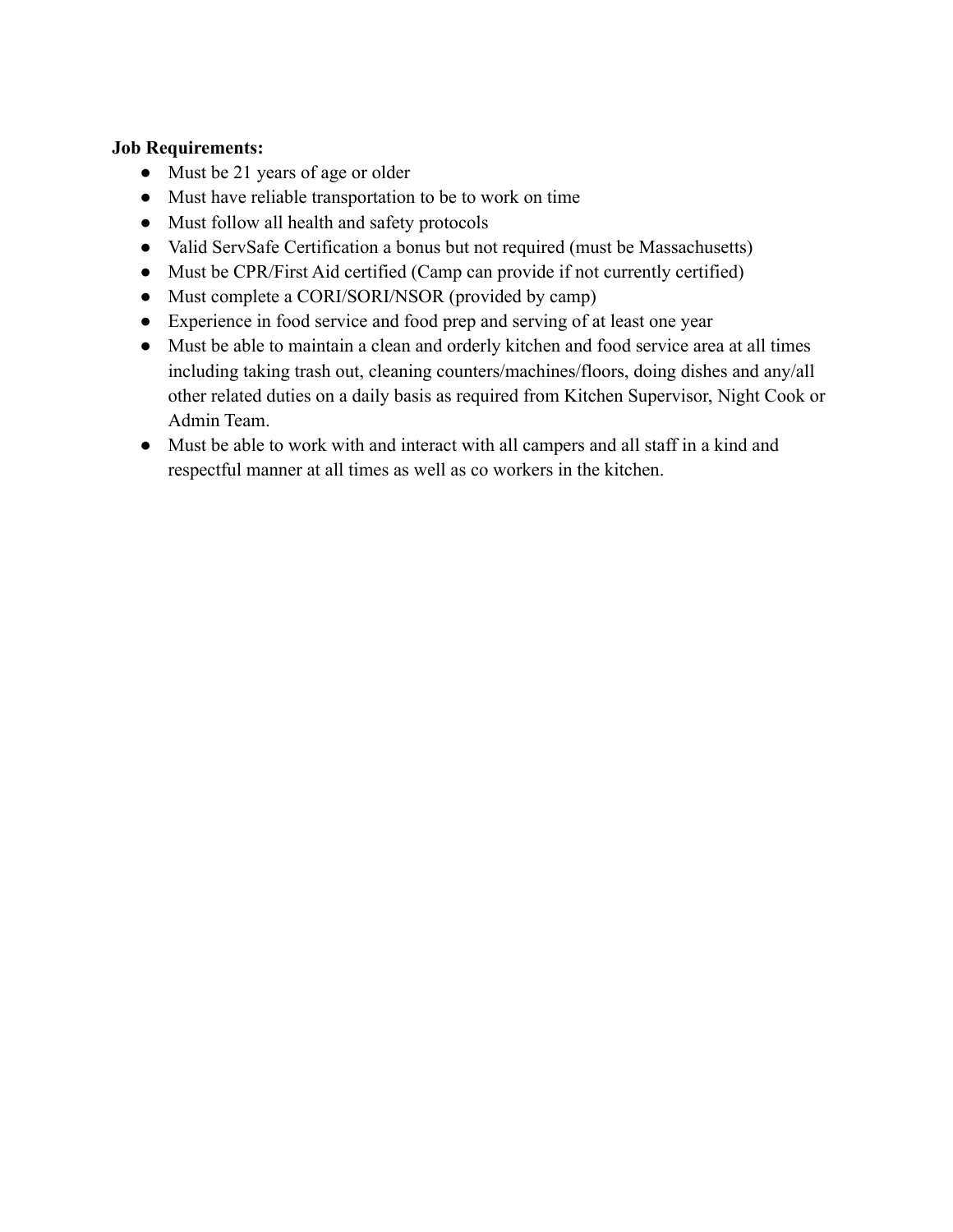**Job Requirements:**

- Must be 21 years of age or older
- Must have reliable transportation to be to work on time
- Must follow all health and safety protocols
- Valid ServSafe Certification a bonus but not required (must be Massachusetts)
- Must be CPR/First Aid certified (Camp can provide if not currently certified)
- Must complete a CORI/SORI/NSOR (provided by camp)
- Experience in food service and food prep and serving of at least one year
- Must be able to maintain a clean and orderly kitchen and food service area at all times including taking trash out, cleaning counters/machines/floors, doing dishes and any/all other related duties on a daily basis as required from Kitchen Supervisor, Night Cook or Admin Team.
- Must be able to work with and interact with all campers and all staff in a kind and respectful manner at all times as well as co workers in the kitchen.